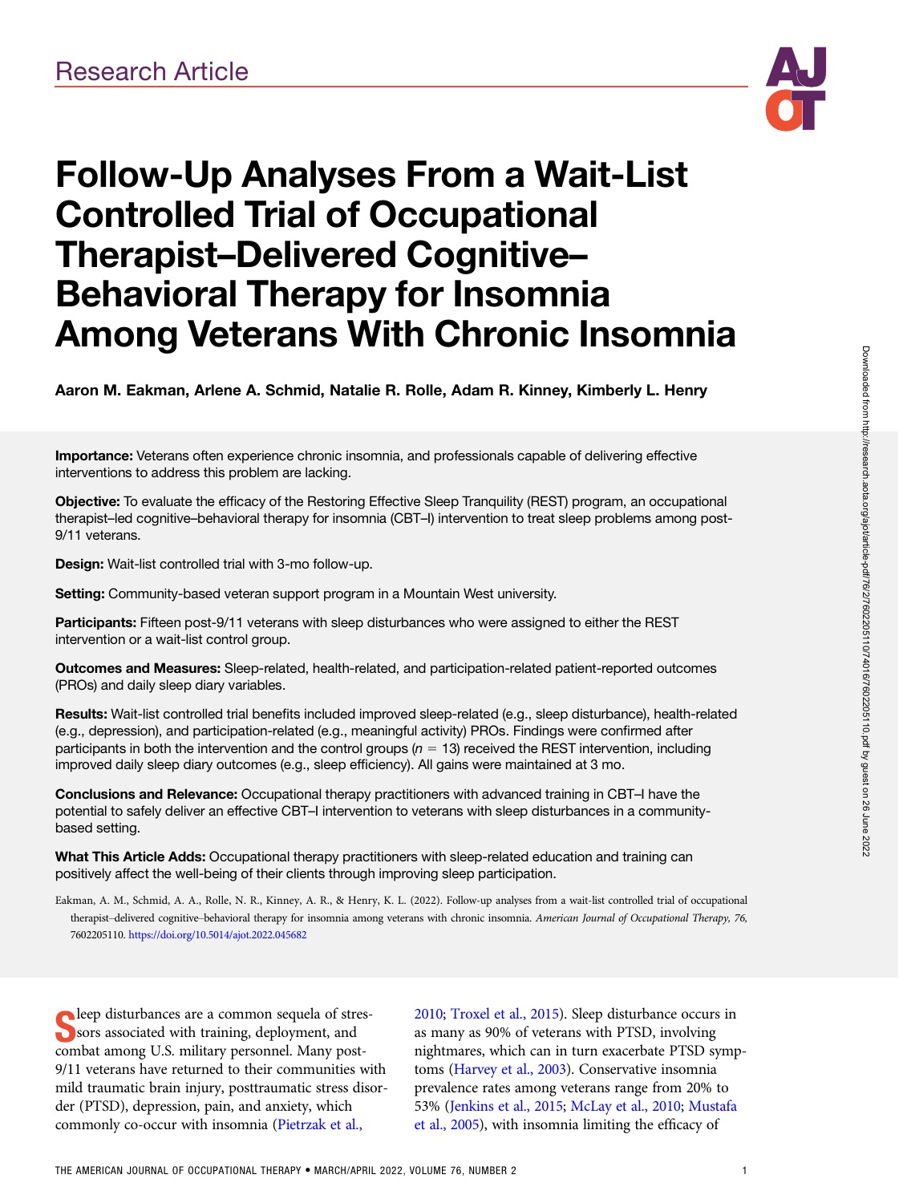Research Article

# Follow-Up Analyses From a Wait-List Controlled Trial of Occupational Therapist–Delivered Cognitive–Behavioral Therapy for Insomnia Among Veterans With Chronic Insomnia

**Aaron M. Eakman, Arlene A. Schmid, Natalie R. Rolle, Adam R. Kinney, Kimberly L. Henry**

**Importance:** Veterans often experience chronic insomnia, and professionals capable of delivering effective interventions to address this problem are lacking.

**Objective:** To evaluate the efficacy of the Restoring Effective Sleep Tranquility (REST) program, an occupational therapist–led cognitive–behavioral therapy for insomnia (CBT–I) intervention to treat sleep problems among post-9/11 veterans.

**Design:** Wait-list controlled trial with 3-mo follow-up.

**Setting:** Community-based veteran support program in a Mountain West university.

**Participants:** Fifteen post-9/11 veterans with sleep disturbances who were assigned to either the REST intervention or a wait-list control group.

**Outcomes and Measures:** Sleep-related, health-related, and participation-related patient-reported outcomes (PROs) and daily sleep diary variables.

**Results:** Wait-list controlled trial benefits included improved sleep-related (e.g., sleep disturbance), health-related (e.g., depression), and participation-related (e.g., meaningful activity) PROs. Findings were confirmed after participants in both the intervention and the control groups ($n = 13$) received the REST intervention, including improved daily sleep diary outcomes (e.g., sleep efficiency). All gains were maintained at 3 mo.

**Conclusions and Relevance:** Occupational therapy practitioners with advanced training in CBT–I have the potential to safely deliver an effective CBT–I intervention to veterans with sleep disturbances in a community-based setting.

**What This Article Adds:** Occupational therapy practitioners with sleep-related education and training can positively affect the well-being of their clients through improving sleep participation.

Eakman, A. M., Schmid, A. A., Rolle, N. R., Kinney, A. R., & Henry, K. L. (2022). Follow-up analyses from a wait-list controlled trial of occupational therapist–delivered cognitive–behavioral therapy for insomnia among veterans with chronic insomnia. *American Journal of Occupational Therapy, 76,* 7602205110. https://doi.org/10.5014/ajot.2022.045682

Sleep disturbances are a common sequela of stressors associated with training, deployment, and combat among U.S. military personnel. Many post-9/11 veterans have returned to their communities with mild traumatic brain injury, posttraumatic stress disorder (PTSD), depression, pain, and anxiety, which commonly co-occur with insomnia (Pietrzak et al., 2010; Troxel et al., 2015). Sleep disturbance occurs in as many as 90% of veterans with PTSD, involving nightmares, which can in turn exacerbate PTSD symptoms (Harvey et al., 2003). Conservative insomnia prevalence rates among veterans range from 20% to 53% (Jenkins et al., 2015; McLay et al., 2010; Mustafa et al., 2005), with insomnia limiting the efficacy of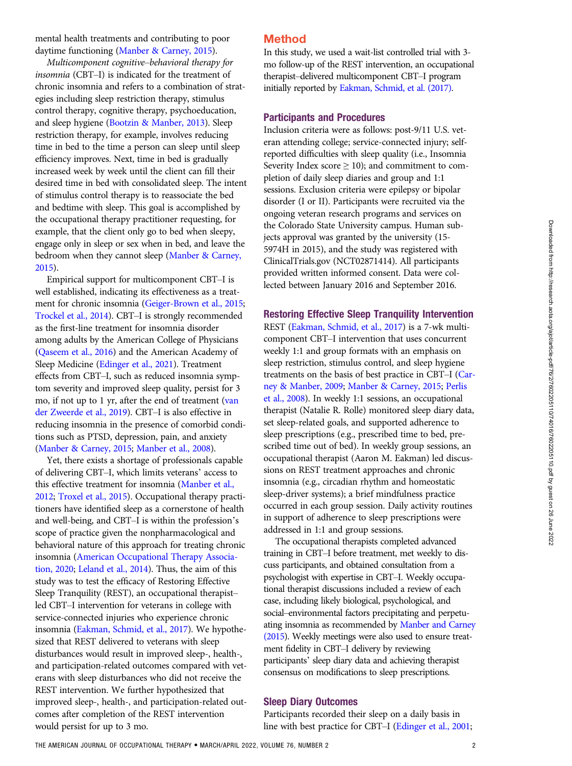mental health treatments and contributing to poor daytime functioning (Manber & Carney, 2015).

*Multicomponent cognitive–behavioral therapy for insomnia* (CBT–I) is indicated for the treatment of chronic insomnia and refers to a combination of strategies including sleep restriction therapy, stimulus control therapy, cognitive therapy, psychoeducation, and sleep hygiene (Bootzin & Manber, 2013). Sleep restriction therapy, for example, involves reducing time in bed to the time a person can sleep until sleep efficiency improves. Next, time in bed is gradually increased week by week until the client can fill their desired time in bed with consolidated sleep. The intent of stimulus control therapy is to reassociate the bed and bedtime with sleep. This goal is accomplished by the occupational therapy practitioner requesting, for example, that the client only go to bed when sleepy, engage only in sleep or sex when in bed, and leave the bedroom when they cannot sleep (Manber & Carney, 2015).

Empirical support for multicomponent CBT–I is well established, indicating its effectiveness as a treatment for chronic insomnia (Geiger-Brown et al., 2015; Trockel et al., 2014). CBT–I is strongly recommended as the first-line treatment for insomnia disorder among adults by the American College of Physicians (Qaseem et al., 2016) and the American Academy of Sleep Medicine (Edinger et al., 2021). Treatment effects from CBT–I, such as reduced insomnia symptom severity and improved sleep quality, persist for 3 mo, if not up to 1 yr, after the end of treatment (van der Zweerde et al., 2019). CBT–I is also effective in reducing insomnia in the presence of comorbid conditions such as PTSD, depression, pain, and anxiety (Manber & Carney, 2015; Manber et al., 2008).

Yet, there exists a shortage of professionals capable of delivering CBT–I, which limits veterans' access to this effective treatment for insomnia (Manber et al., 2012; Troxel et al., 2015). Occupational therapy practitioners have identified sleep as a cornerstone of health and well-being, and CBT–I is within the profession's scope of practice given the nonpharmacological and behavioral nature of this approach for treating chronic insomnia (American Occupational Therapy Association, 2020; Leland et al., 2014). Thus, the aim of this study was to test the efficacy of Restoring Effective Sleep Tranquility (REST), an occupational therapist–led CBT–I intervention for veterans in college with service-connected injuries who experience chronic insomnia (Eakman, Schmid, et al., 2017). We hypothesized that REST delivered to veterans with sleep disturbances would result in improved sleep-, health-, and participation-related outcomes compared with veterans with sleep disturbances who did not receive the REST intervention. We further hypothesized that improved sleep-, health-, and participation-related outcomes after completion of the REST intervention would persist for up to 3 mo.

## Method

In this study, we used a wait-list controlled trial with 3-mo follow-up of the REST intervention, an occupational therapist–delivered multicomponent CBT–I program initially reported by Eakman, Schmid, et al. (2017).

### Participants and Procedures

Inclusion criteria were as follows: post-9/11 U.S. veteran attending college; service-connected injury; self-reported difficulties with sleep quality (i.e., Insomnia Severity Index score $\geq 10$); and commitment to completion of daily sleep diaries and group and 1:1 sessions. Exclusion criteria were epilepsy or bipolar disorder (I or II). Participants were recruited via the ongoing veteran research programs and services on the Colorado State University campus. Human subjects approval was granted by the university (15-5974H in 2015), and the study was registered with ClinicalTrials.gov (NCT02871414). All participants provided written informed consent. Data were collected between January 2016 and September 2016.

### Restoring Effective Sleep Tranquility Intervention

REST (Eakman, Schmid, et al., 2017) is a 7-wk multicomponent CBT–I intervention that uses concurrent weekly 1:1 and group formats with an emphasis on sleep restriction, stimulus control, and sleep hygiene treatments on the basis of best practice in CBT–I (Carney & Manber, 2009; Manber & Carney, 2015; Perlis et al., 2008). In weekly 1:1 sessions, an occupational therapist (Natalie R. Rolle) monitored sleep diary data, set sleep-related goals, and supported adherence to sleep prescriptions (e.g., prescribed time to bed, prescribed time out of bed). In weekly group sessions, an occupational therapist (Aaron M. Eakman) led discussions on REST treatment approaches and chronic insomnia (e.g., circadian rhythm and homeostatic sleep-driver systems); a brief mindfulness practice occurred in each group session. Daily activity routines in support of adherence to sleep prescriptions were addressed in 1:1 and group sessions.

The occupational therapists completed advanced training in CBT–I before treatment, met weekly to discuss participants, and obtained consultation from a psychologist with expertise in CBT–I. Weekly occupational therapist discussions included a review of each case, including likely biological, psychological, and social–environmental factors precipitating and perpetuating insomnia as recommended by Manber and Carney (2015). Weekly meetings were also used to ensure treatment fidelity in CBT–I delivery by reviewing participants' sleep diary data and achieving therapist consensus on modifications to sleep prescriptions.

### Sleep Diary Outcomes

Participants recorded their sleep on a daily basis in line with best practice for CBT–I (Edinger et al., 2001;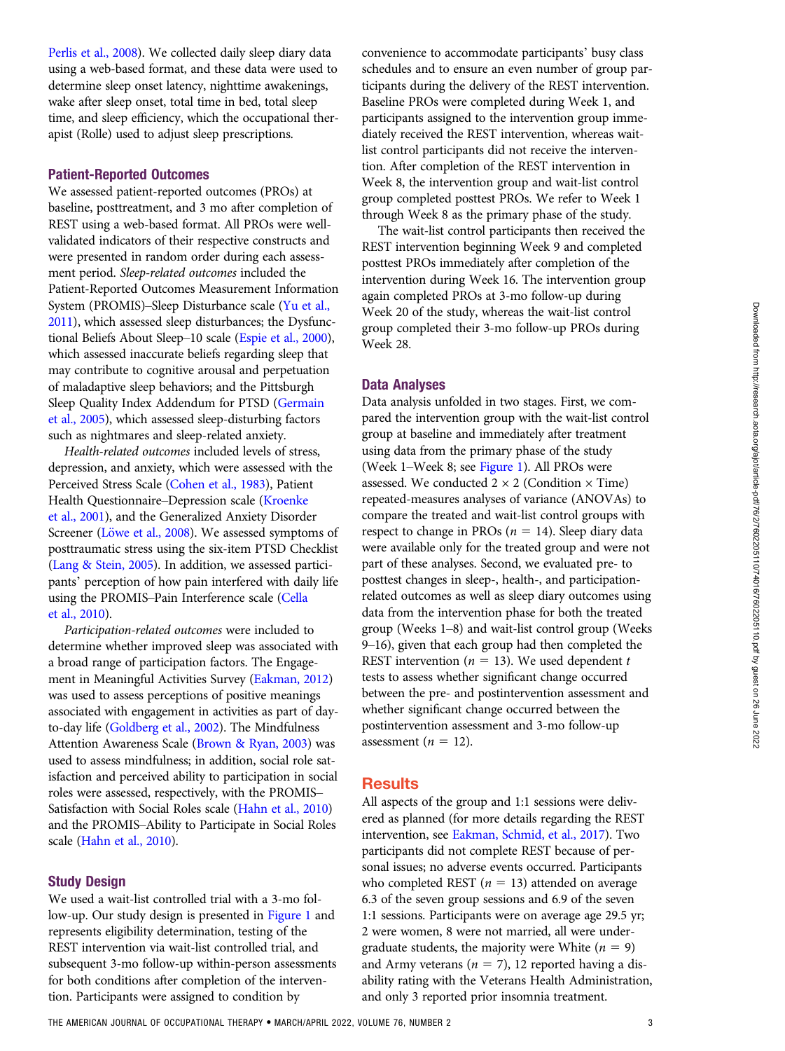Perlis et al., 2008). We collected daily sleep diary data using a web-based format, and these data were used to determine sleep onset latency, nighttime awakenings, wake after sleep onset, total time in bed, total sleep time, and sleep efficiency, which the occupational therapist (Rolle) used to adjust sleep prescriptions.

### Patient-Reported Outcomes

We assessed patient-reported outcomes (PROs) at baseline, posttreatment, and 3 mo after completion of REST using a web-based format. All PROs were well-validated indicators of their respective constructs and were presented in random order during each assessment period. *Sleep-related outcomes* included the Patient-Reported Outcomes Measurement Information System (PROMIS)–Sleep Disturbance scale (Yu et al., 2011), which assessed sleep disturbances; the Dysfunctional Beliefs About Sleep–10 scale (Espie et al., 2000), which assessed inaccurate beliefs regarding sleep that may contribute to cognitive arousal and perpetuation of maladaptive sleep behaviors; and the Pittsburgh Sleep Quality Index Addendum for PTSD (Germain et al., 2005), which assessed sleep-disturbing factors such as nightmares and sleep-related anxiety.

*Health-related outcomes* included levels of stress, depression, and anxiety, which were assessed with the Perceived Stress Scale (Cohen et al., 1983), Patient Health Questionnaire–Depression scale (Kroenke et al., 2001), and the Generalized Anxiety Disorder Screener (Löwe et al., 2008). We assessed symptoms of posttraumatic stress using the six-item PTSD Checklist (Lang & Stein, 2005). In addition, we assessed participants' perception of how pain interfered with daily life using the PROMIS–Pain Interference scale (Cella et al., 2010).

*Participation-related outcomes* were included to determine whether improved sleep was associated with a broad range of participation factors. The Engagement in Meaningful Activities Survey (Eakman, 2012) was used to assess perceptions of positive meanings associated with engagement in activities as part of day-to-day life (Goldberg et al., 2002). The Mindfulness Attention Awareness Scale (Brown & Ryan, 2003) was used to assess mindfulness; in addition, social role satisfaction and perceived ability to participation in social roles were assessed, respectively, with the PROMIS–Satisfaction with Social Roles scale (Hahn et al., 2010) and the PROMIS–Ability to Participate in Social Roles scale (Hahn et al., 2010).

### Study Design

We used a wait-list controlled trial with a 3-mo follow-up. Our study design is presented in Figure 1 and represents eligibility determination, testing of the REST intervention via wait-list controlled trial, and subsequent 3-mo follow-up within-person assessments for both conditions after completion of the intervention. Participants were assigned to condition by convenience to accommodate participants' busy class schedules and to ensure an even number of group participants during the delivery of the REST intervention. Baseline PROs were completed during Week 1, and participants assigned to the intervention group immediately received the REST intervention, whereas wait-list control participants did not receive the intervention. After completion of the REST intervention in Week 8, the intervention group and wait-list control group completed posttest PROs. We refer to Week 1 through Week 8 as the primary phase of the study.

The wait-list control participants then received the REST intervention beginning Week 9 and completed posttest PROs immediately after completion of the intervention during Week 16. The intervention group again completed PROs at 3-mo follow-up during Week 20 of the study, whereas the wait-list control group completed their 3-mo follow-up PROs during Week 28.

### Data Analyses

Data analysis unfolded in two stages. First, we compared the intervention group with the wait-list control group at baseline and immediately after treatment using data from the primary phase of the study (Week 1–Week 8; see Figure 1). All PROs were assessed. We conducted 2 × 2 (Condition × Time) repeated-measures analyses of variance (ANOVAs) to compare the treated and wait-list control groups with respect to change in PROs ($n = 14$). Sleep diary data were available only for the treated group and were not part of these analyses. Second, we evaluated pre- to posttest changes in sleep-, health-, and participation-related outcomes as well as sleep diary outcomes using data from the intervention phase for both the treated group (Weeks 1–8) and wait-list control group (Weeks 9–16), given that each group had then completed the REST intervention ($n = 13$). We used dependent $t$ tests to assess whether significant change occurred between the pre- and postintervention assessment and whether significant change occurred between the postintervention assessment and 3-mo follow-up assessment ($n = 12$).

## Results

All aspects of the group and 1:1 sessions were delivered as planned (for more details regarding the REST intervention, see Eakman, Schmid, et al., 2017). Two participants did not complete REST because of personal issues; no adverse events occurred. Participants who completed REST ($n = 13$) attended on average 6.3 of the seven group sessions and 6.9 of the seven 1:1 sessions. Participants were on average age 29.5 yr; 2 were women, 8 were not married, all were undergraduate students, the majority were White ($n = 9$) and Army veterans ($n = 7$), 12 reported having a disability rating with the Veterans Health Administration, and only 3 reported prior insomnia treatment.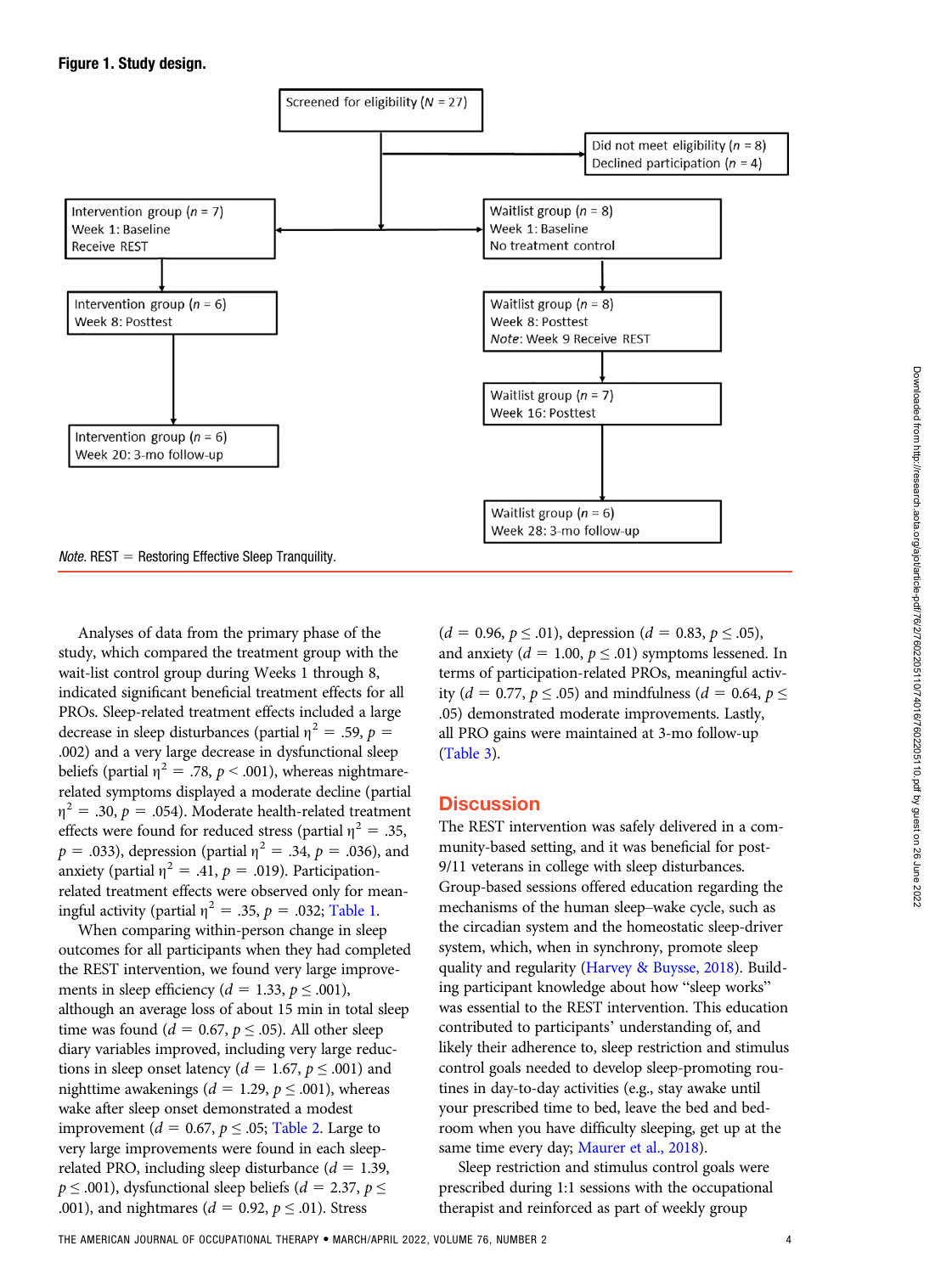**Figure 1. Study design.**

Screened for eligibility ($N$ = 27)

Did not meet eligibility ($n$ = 8)
Declined participation ($n$ = 4)

Intervention group ($n$ = 7)
Week 1: Baseline
Receive REST

Waitlist group ($n$ = 8)
Week 1: Baseline
No treatment control

Intervention group ($n$ = 6)
Week 8: Posttest

Waitlist group ($n$ = 8)
Week 8: Posttest
*Note*: Week 9 Receive REST

Waitlist group ($n$ = 7)
Week 16: Posttest

Intervention group ($n$ = 6)
Week 20: 3-mo follow-up

Waitlist group ($n$ = 6)
Week 28: 3-mo follow-up

*Note.* REST = Restoring Effective Sleep Tranquility.

Analyses of data from the primary phase of the study, which compared the treatment group with the wait-list control group during Weeks 1 through 8, indicated significant beneficial treatment effects for all PROs. Sleep-related treatment effects included a large decrease in sleep disturbances (partial $\eta^2$ = .59, $p$ = .002) and a very large decrease in dysfunctional sleep beliefs (partial $\eta^2$ = .78, $p$ < .001), whereas nightmare-related symptoms displayed a moderate decline (partial $\eta^2$ = .30, $p$ = .054). Moderate health-related treatment effects were found for reduced stress (partial $\eta^2$ = .35, $p$ = .033), depression (partial $\eta^2$ = .34, $p$ = .036), and anxiety (partial $\eta^2$ = .41, $p$ = .019). Participation-related treatment effects were observed only for meaningful activity (partial $\eta^2$ = .35, $p$ = .032; Table 1.

When comparing within-person change in sleep outcomes for all participants when they had completed the REST intervention, we found very large improvements in sleep efficiency ($d$ = 1.33, $p \leq$ .001), although an average loss of about 15 min in total sleep time was found ($d$ = 0.67, $p \leq$ .05). All other sleep diary variables improved, including very large reductions in sleep onset latency ($d$ = 1.67, $p \leq$ .001) and nighttime awakenings ($d$ = 1.29, $p \leq$ .001), whereas wake after sleep onset demonstrated a modest improvement ($d$ = 0.67, $p \leq$ .05; Table 2. Large to very large improvements were found in each sleep-related PRO, including sleep disturbance ($d$ = 1.39, $p \leq$ .001), dysfunctional sleep beliefs ($d$ = 2.37, $p \leq$ .001), and nightmares ($d$ = 0.92, $p \leq$ .01). Stress ($d$ = 0.96, $p \leq$ .01), depression ($d$ = 0.83, $p \leq$ .05), and anxiety ($d$ = 1.00, $p \leq$ .01) symptoms lessened. In terms of participation-related PROs, meaningful activity ($d$ = 0.77, $p \leq$ .05) and mindfulness ($d$ = 0.64, $p \leq$ .05) demonstrated moderate improvements. Lastly, all PRO gains were maintained at 3-mo follow-up (Table 3).

## Discussion

The REST intervention was safely delivered in a community-based setting, and it was beneficial for post-9/11 veterans in college with sleep disturbances. Group-based sessions offered education regarding the mechanisms of the human sleep–wake cycle, such as the circadian system and the homeostatic sleep-driver system, which, when in synchrony, promote sleep quality and regularity (Harvey & Buysse, 2018). Building participant knowledge about how "sleep works" was essential to the REST intervention. This education contributed to participants' understanding of, and likely their adherence to, sleep restriction and stimulus control goals needed to develop sleep-promoting routines in day-to-day activities (e.g., stay awake until your prescribed time to bed, leave the bed and bedroom when you have difficulty sleeping, get up at the same time every day; Maurer et al., 2018).

Sleep restriction and stimulus control goals were prescribed during 1:1 sessions with the occupational therapist and reinforced as part of weekly group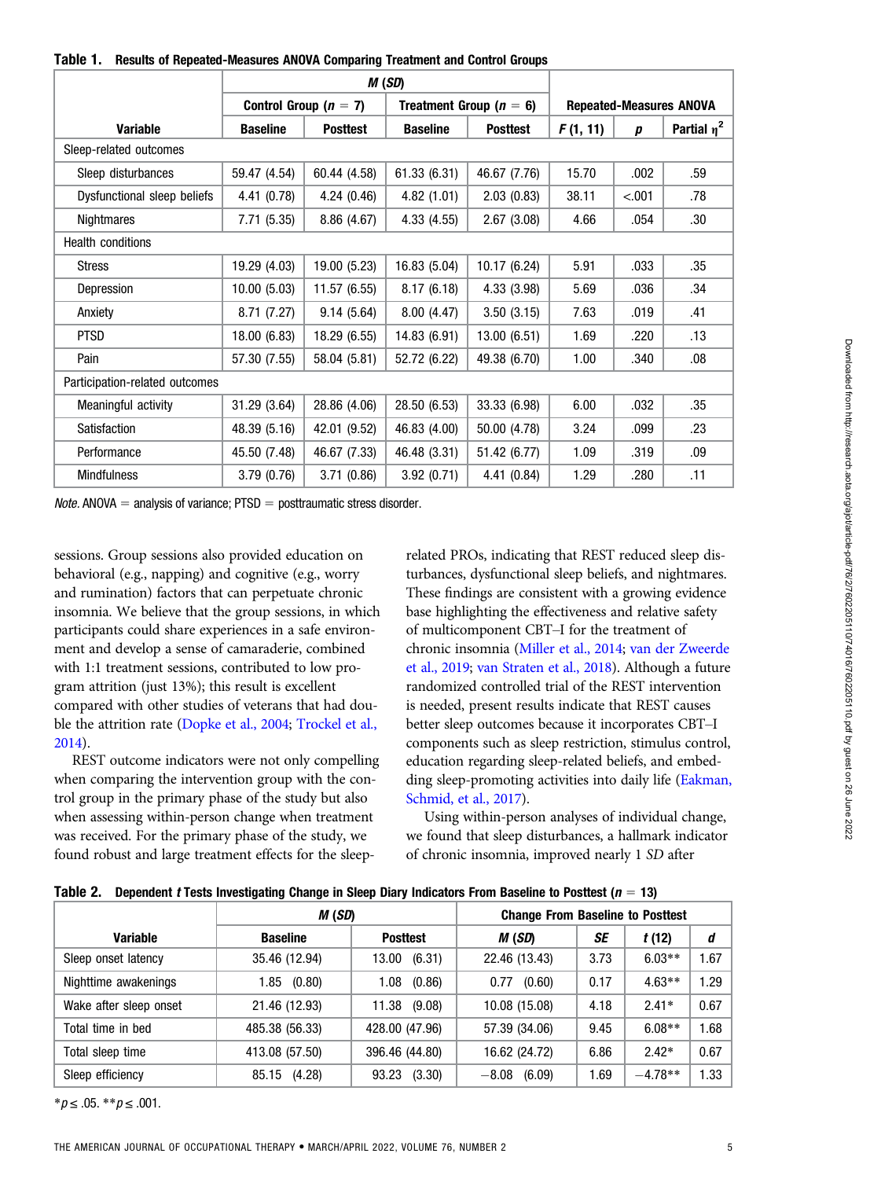**Table 1. Results of Repeated-Measures ANOVA Comparing Treatment and Control Groups**

| Variable | *M* (*SD*) | | | | Repeated-Measures ANOVA | | |
|---|---|---|---|---|---|---|---|
| | Control Group ($n = 7$) | | Treatment Group ($n = 6$) | | | | |
| | Baseline | Posttest | Baseline | Posttest | $F$ (1, 11) | $p$ | Partial $\eta^2$ |
| Sleep-related outcomes | | | | | | | |
| Sleep disturbances | 59.47 (4.54) | 60.44 (4.58) | 61.33 (6.31) | 46.67 (7.76) | 15.70 | .002 | .59 |
| Dysfunctional sleep beliefs | 4.41 (0.78) | 4.24 (0.46) | 4.82 (1.01) | 2.03 (0.83) | 38.11 | <.001 | .78 |
| Nightmares | 7.71 (5.35) | 8.86 (4.67) | 4.33 (4.55) | 2.67 (3.08) | 4.66 | .054 | .30 |
| Health conditions | | | | | | | |
| Stress | 19.29 (4.03) | 19.00 (5.23) | 16.83 (5.04) | 10.17 (6.24) | 5.91 | .033 | .35 |
| Depression | 10.00 (5.03) | 11.57 (6.55) | 8.17 (6.18) | 4.33 (3.98) | 5.69 | .036 | .34 |
| Anxiety | 8.71 (7.27) | 9.14 (5.64) | 8.00 (4.47) | 3.50 (3.15) | 7.63 | .019 | .41 |
| PTSD | 18.00 (6.83) | 18.29 (6.55) | 14.83 (6.91) | 13.00 (6.51) | 1.69 | .220 | .13 |
| Pain | 57.30 (7.55) | 58.04 (5.81) | 52.72 (6.22) | 49.38 (6.70) | 1.00 | .340 | .08 |
| Participation-related outcomes | | | | | | | |
| Meaningful activity | 31.29 (3.64) | 28.86 (4.06) | 28.50 (6.53) | 33.33 (6.98) | 6.00 | .032 | .35 |
| Satisfaction | 48.39 (5.16) | 42.01 (9.52) | 46.83 (4.00) | 50.00 (4.78) | 3.24 | .099 | .23 |
| Performance | 45.50 (7.48) | 46.67 (7.33) | 46.48 (3.31) | 51.42 (6.77) | 1.09 | .319 | .09 |
| Mindfulness | 3.79 (0.76) | 3.71 (0.86) | 3.92 (0.71) | 4.41 (0.84) | 1.29 | .280 | .11 |

*Note.* ANOVA = analysis of variance; PTSD = posttraumatic stress disorder.

sessions. Group sessions also provided education on behavioral (e.g., napping) and cognitive (e.g., worry and rumination) factors that can perpetuate chronic insomnia. We believe that the group sessions, in which participants could share experiences in a safe environment and develop a sense of camaraderie, combined with 1:1 treatment sessions, contributed to low program attrition (just 13%); this result is excellent compared with other studies of veterans that had double the attrition rate (Dopke et al., 2004; Trockel et al., 2014).

REST outcome indicators were not only compelling when comparing the intervention group with the control group in the primary phase of the study but also when assessing within-person change when treatment was received. For the primary phase of the study, we found robust and large treatment effects for the sleep-related PROs, indicating that REST reduced sleep disturbances, dysfunctional sleep beliefs, and nightmares. These findings are consistent with a growing evidence base highlighting the effectiveness and relative safety of multicomponent CBT–I for the treatment of chronic insomnia (Miller et al., 2014; van der Zweerde et al., 2019; van Straten et al., 2018). Although a future randomized controlled trial of the REST intervention is needed, present results indicate that REST causes better sleep outcomes because it incorporates CBT–I components such as sleep restriction, stimulus control, education regarding sleep-related beliefs, and embedding sleep-promoting activities into daily life (Eakman, Schmid, et al., 2017).

Using within-person analyses of individual change, we found that sleep disturbances, a hallmark indicator of chronic insomnia, improved nearly 1 *SD* after

**Table 2. Dependent *t* Tests Investigating Change in Sleep Diary Indicators From Baseline to Posttest ($n = 13$)**

| Variable | *M* (*SD*) | | Change From Baseline to Posttest | | | |
|---|---|---|---|---|---|---|
| | Baseline | Posttest | *M* (*SD*) | *SE* | $t$ (12) | $d$ |
| Sleep onset latency | 35.46 (12.94) | 13.00 (6.31) | 22.46 (13.43) | 3.73 | 6.03** | 1.67 |
| Nighttime awakenings | 1.85 (0.80) | 1.08 (0.86) | 0.77 (0.60) | 0.17 | 4.63** | 1.29 |
| Wake after sleep onset | 21.46 (12.93) | 11.38 (9.08) | 10.08 (15.08) | 4.18 | 2.41* | 0.67 |
| Total time in bed | 485.38 (56.33) | 428.00 (47.96) | 57.39 (34.06) | 9.45 | 6.08** | 1.68 |
| Total sleep time | 413.08 (57.50) | 396.46 (44.80) | 16.62 (24.72) | 6.86 | 2.42* | 0.67 |
| Sleep efficiency | 85.15 (4.28) | 93.23 (3.30) | −8.08 (6.09) | 1.69 | −4.78** | 1.33 |

*$p \leq .05$. **$p \leq .001$.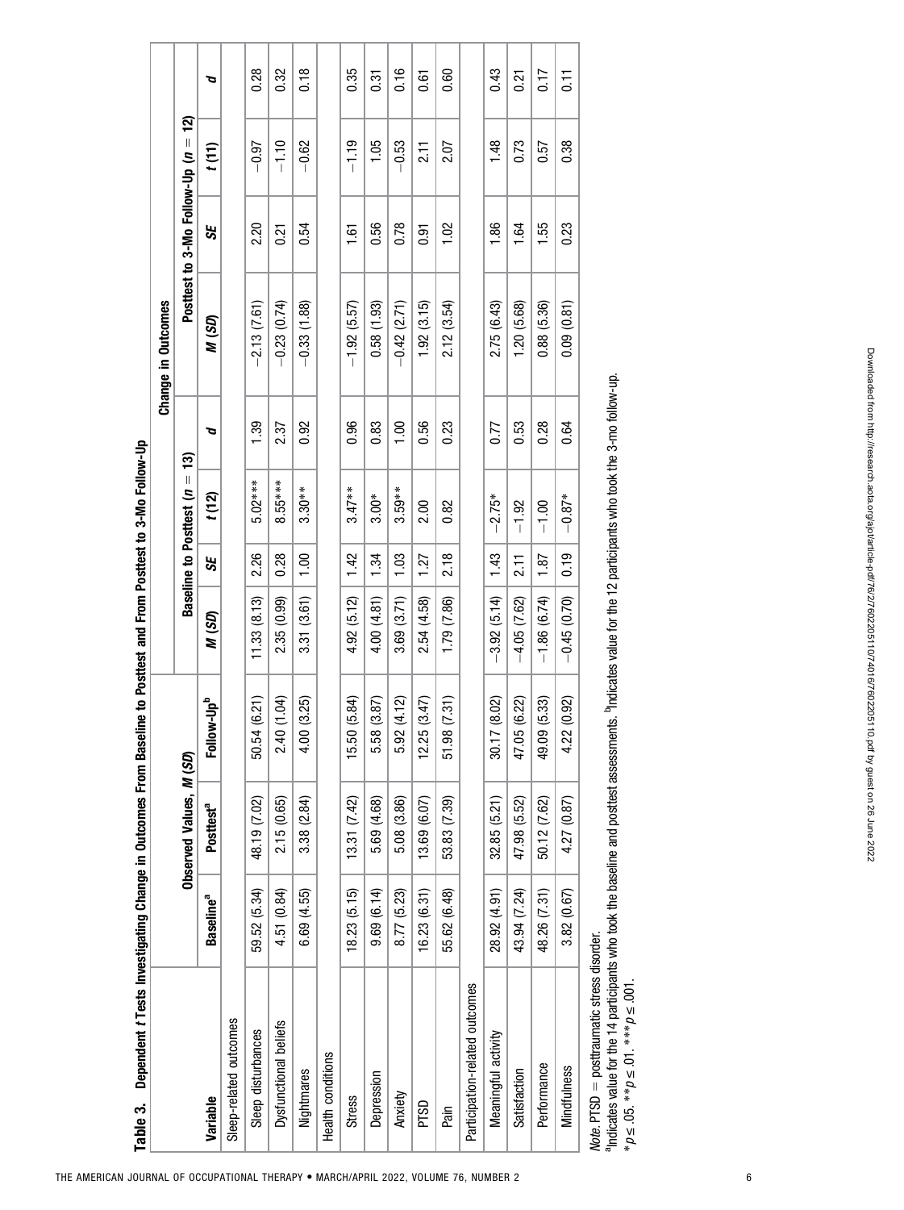**Table 3. Dependent *t* Tests Investigating Change in Outcomes From Baseline to Posttest and From Posttest to 3-Mo Follow-Up**

| Variable | Observed Values, *M* (*SD*) | | | Change in Outcomes | | | | | | | |
|---|---|---|---|---|---|---|---|---|---|---|---|
| | | | | Baseline to Posttest ($n = 13$) | | | | Posttest to 3-Mo Follow-Up ($n = 12$) | | | |
| | Baseline[a] | Posttest[a] | Follow-Up[b] | *M* (*SD*) | *SE* | *t* (12) | *d* | *M* (*SD*) | *SE* | *t* (11) | *d* |
| Sleep-related outcomes | | | | | | | | | | | |
| Sleep disturbances | 59.52 (5.34) | 48.19 (7.02) | 50.54 (6.21) | 11.33 (8.13) | 2.26 | 5.02*** | 1.39 | −2.13 (7.61) | 2.20 | −0.97 | 0.28 |
| Dysfunctional beliefs | 4.51 (0.84) | 2.15 (0.65) | 2.40 (1.04) | 2.35 (0.99) | 0.28 | 8.55*** | 2.37 | −0.23 (0.74) | 0.21 | −1.10 | 0.32 |
| Nightmares | 6.69 (4.55) | 3.38 (2.84) | 4.00 (3.25) | 3.31 (3.61) | 1.00 | 3.30** | 0.92 | −0.33 (1.88) | 0.54 | −0.62 | 0.18 |
| Health conditions | | | | | | | | | | | |
| Stress | 18.23 (5.15) | 13.31 (7.42) | 15.50 (5.84) | 4.92 (5.12) | 1.42 | 3.47** | 0.96 | −1.92 (5.57) | 1.61 | −1.19 | 0.35 |
| Depression | 9.69 (6.14) | 5.69 (4.68) | 5.58 (3.87) | 4.00 (4.81) | 1.34 | 3.00* | 0.83 | 0.58 (1.93) | 0.56 | 1.05 | 0.31 |
| Anxiety | 8.77 (5.23) | 5.08 (3.86) | 5.92 (4.12) | 3.69 (3.71) | 1.03 | 3.59** | 1.00 | −0.42 (2.71) | 0.78 | −0.53 | 0.16 |
| PTSD | 16.23 (6.31) | 13.69 (6.07) | 12.25 (3.47) | 2.54 (4.58) | 1.27 | 2.00 | 0.56 | 1.92 (3.15) | 0.91 | 2.11 | 0.61 |
| Pain | 55.62 (6.48) | 53.83 (7.39) | 51.98 (7.31) | 1.79 (7.86) | 2.18 | 0.82 | 0.23 | 2.12 (3.54) | 1.02 | 2.07 | 0.60 |
| Participation-related outcomes | | | | | | | | | | | |
| Meaningful activity | 28.92 (4.91) | 32.85 (5.21) | 30.17 (8.02) | −3.92 (5.14) | 1.43 | −2.75* | 0.77 | 2.75 (6.43) | 1.86 | 1.48 | 0.43 |
| Satisfaction | 43.94 (7.24) | 47.98 (5.52) | 47.05 (6.22) | −4.05 (7.62) | 2.11 | −1.92 | 0.53 | 1.20 (5.68) | 1.64 | 0.73 | 0.21 |
| Performance | 48.26 (7.31) | 50.12 (7.62) | 49.09 (5.33) | −1.86 (6.74) | 1.87 | −1.00 | 0.28 | 0.88 (5.36) | 1.55 | 0.57 | 0.17 |
| Mindfulness | 3.82 (0.67) | 4.27 (0.87) | 4.22 (0.92) | −0.45 (0.70) | 0.19 | −0.87* | 0.64 | 0.09 (0.81) | 0.23 | 0.38 | 0.11 |

*Note.* PTSD = posttraumatic stress disorder.

[a]Indicates value for the 14 participants who took the baseline and posttest assessments. [b]Indicates value for the 12 participants who took the 3-mo follow-up.

*$p \leq .05$. **$p \leq .01$. ***$p \leq .001$.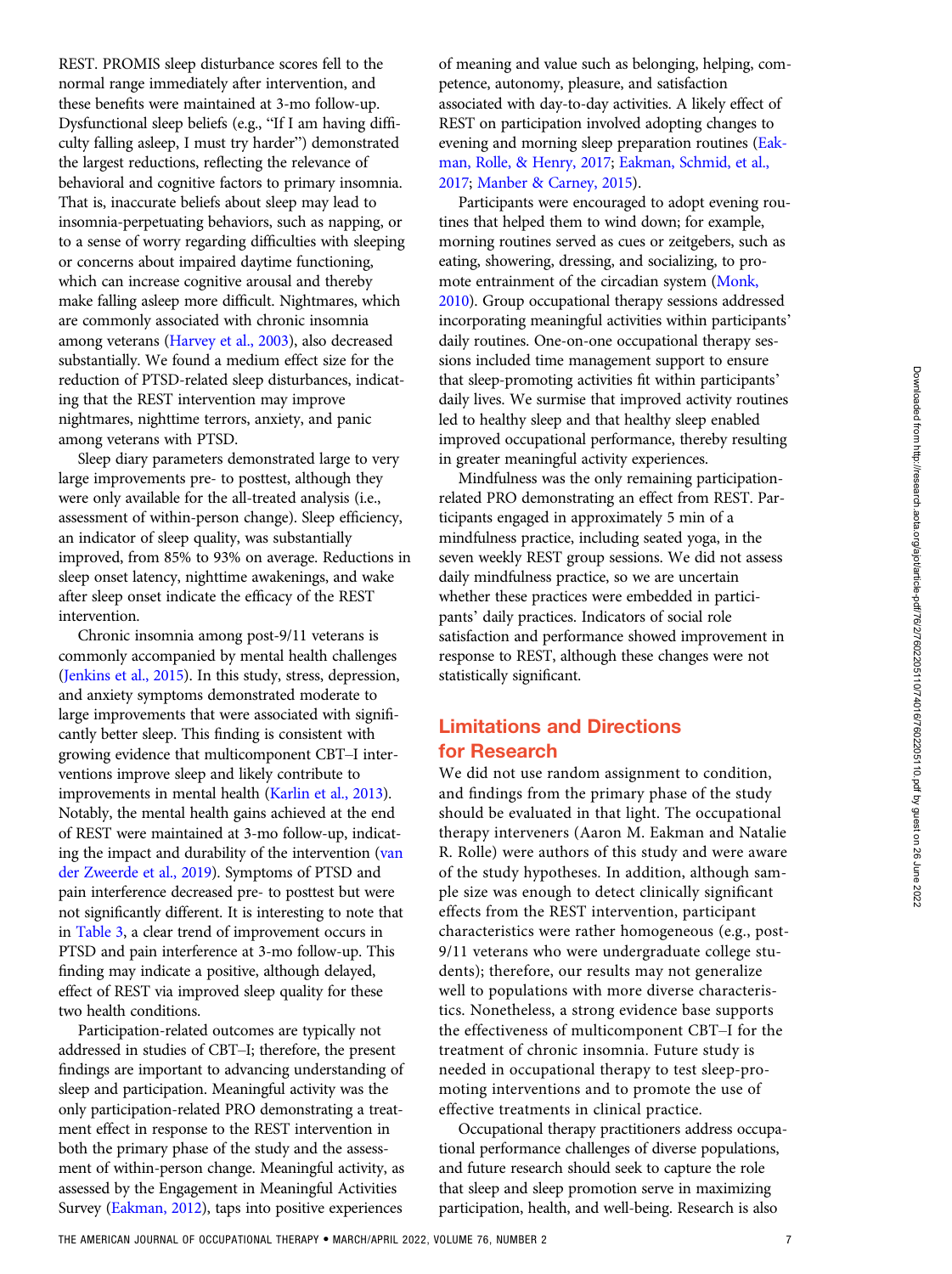REST. PROMIS sleep disturbance scores fell to the normal range immediately after intervention, and these benefits were maintained at 3-mo follow-up. Dysfunctional sleep beliefs (e.g., "If I am having difficulty falling asleep, I must try harder") demonstrated the largest reductions, reflecting the relevance of behavioral and cognitive factors to primary insomnia. That is, inaccurate beliefs about sleep may lead to insomnia-perpetuating behaviors, such as napping, or to a sense of worry regarding difficulties with sleeping or concerns about impaired daytime functioning, which can increase cognitive arousal and thereby make falling asleep more difficult. Nightmares, which are commonly associated with chronic insomnia among veterans (Harvey et al., 2003), also decreased substantially. We found a medium effect size for the reduction of PTSD-related sleep disturbances, indicating that the REST intervention may improve nightmares, nighttime terrors, anxiety, and panic among veterans with PTSD.

Sleep diary parameters demonstrated large to very large improvements pre- to posttest, although they were only available for the all-treated analysis (i.e., assessment of within-person change). Sleep efficiency, an indicator of sleep quality, was substantially improved, from 85% to 93% on average. Reductions in sleep onset latency, nighttime awakenings, and wake after sleep onset indicate the efficacy of the REST intervention.

Chronic insomnia among post-9/11 veterans is commonly accompanied by mental health challenges (Jenkins et al., 2015). In this study, stress, depression, and anxiety symptoms demonstrated moderate to large improvements that were associated with significantly better sleep. This finding is consistent with growing evidence that multicomponent CBT–I interventions improve sleep and likely contribute to improvements in mental health (Karlin et al., 2013). Notably, the mental health gains achieved at the end of REST were maintained at 3-mo follow-up, indicating the impact and durability of the intervention (van der Zweerde et al., 2019). Symptoms of PTSD and pain interference decreased pre- to posttest but were not significantly different. It is interesting to note that in Table 3, a clear trend of improvement occurs in PTSD and pain interference at 3-mo follow-up. This finding may indicate a positive, although delayed, effect of REST via improved sleep quality for these two health conditions.

Participation-related outcomes are typically not addressed in studies of CBT–I; therefore, the present findings are important to advancing understanding of sleep and participation. Meaningful activity was the only participation-related PRO demonstrating a treatment effect in response to the REST intervention in both the primary phase of the study and the assessment of within-person change. Meaningful activity, as assessed by the Engagement in Meaningful Activities Survey (Eakman, 2012), taps into positive experiences of meaning and value such as belonging, helping, competence, autonomy, pleasure, and satisfaction associated with day-to-day activities. A likely effect of REST on participation involved adopting changes to evening and morning sleep preparation routines (Eakman, Rolle, & Henry, 2017; Eakman, Schmid, et al., 2017; Manber & Carney, 2015).

Participants were encouraged to adopt evening routines that helped them to wind down; for example, morning routines served as cues or zeitgebers, such as eating, showering, dressing, and socializing, to promote entrainment of the circadian system (Monk, 2010). Group occupational therapy sessions addressed incorporating meaningful activities within participants' daily routines. One-on-one occupational therapy sessions included time management support to ensure that sleep-promoting activities fit within participants' daily lives. We surmise that improved activity routines led to healthy sleep and that healthy sleep enabled improved occupational performance, thereby resulting in greater meaningful activity experiences.

Mindfulness was the only remaining participation-related PRO demonstrating an effect from REST. Participants engaged in approximately 5 min of a mindfulness practice, including seated yoga, in the seven weekly REST group sessions. We did not assess daily mindfulness practice, so we are uncertain whether these practices were embedded in participants' daily practices. Indicators of social role satisfaction and performance showed improvement in response to REST, although these changes were not statistically significant.

## Limitations and Directions for Research

We did not use random assignment to condition, and findings from the primary phase of the study should be evaluated in that light. The occupational therapy interveners (Aaron M. Eakman and Natalie R. Rolle) were authors of this study and were aware of the study hypotheses. In addition, although sample size was enough to detect clinically significant effects from the REST intervention, participant characteristics were rather homogeneous (e.g., post-9/11 veterans who were undergraduate college students); therefore, our results may not generalize well to populations with more diverse characteristics. Nonetheless, a strong evidence base supports the effectiveness of multicomponent CBT–I for the treatment of chronic insomnia. Future study is needed in occupational therapy to test sleep-promoting interventions and to promote the use of effective treatments in clinical practice.

Occupational therapy practitioners address occupational performance challenges of diverse populations, and future research should seek to capture the role that sleep and sleep promotion serve in maximizing participation, health, and well-being. Research is also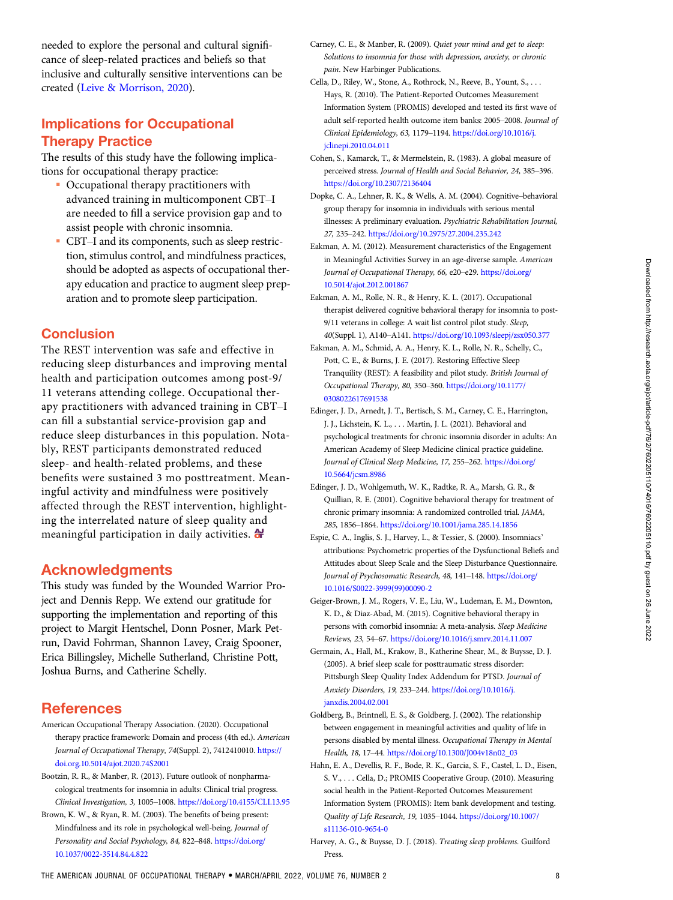needed to explore the personal and cultural significance of sleep-related practices and beliefs so that inclusive and culturally sensitive interventions can be created (Leive & Morrison, 2020).

## Implications for Occupational Therapy Practice

The results of this study have the following implications for occupational therapy practice:

- Occupational therapy practitioners with advanced training in multicomponent CBT–I are needed to fill a service provision gap and to assist people with chronic insomnia.
- CBT–I and its components, such as sleep restriction, stimulus control, and mindfulness practices, should be adopted as aspects of occupational therapy education and practice to augment sleep preparation and to promote sleep participation.

## Conclusion

The REST intervention was safe and effective in reducing sleep disturbances and improving mental health and participation outcomes among post-9/11 veterans attending college. Occupational therapy practitioners with advanced training in CBT–I can fill a substantial service-provision gap and reduce sleep disturbances in this population. Notably, REST participants demonstrated reduced sleep- and health-related problems, and these benefits were sustained 3 mo posttreatment. Meaningful activity and mindfulness were positively affected through the REST intervention, highlighting the interrelated nature of sleep quality and meaningful participation in daily activities.

## Acknowledgments

This study was funded by the Wounded Warrior Project and Dennis Repp. We extend our gratitude for supporting the implementation and reporting of this project to Margit Hentschel, Donn Posner, Mark Petrun, David Fohrman, Shannon Lavey, Craig Spooner, Erica Billingsley, Michelle Sutherland, Christine Pott, Joshua Burns, and Catherine Schelly.

## References

American Occupational Therapy Association. (2020). Occupational therapy practice framework: Domain and process (4th ed.). *American Journal of Occupational Therapy*, *74*(Suppl. 2), 7412410010. https://doi.org.10.5014/ajot.2020.74S2001

Bootzin, R. R., & Manber, R. (2013). Future outlook of nonpharmacological treatments for insomnia in adults: Clinical trial progress. *Clinical Investigation, 3,* 1005–1008. https://doi.org/10.4155/CLI.13.95

Brown, K. W., & Ryan, R. M. (2003). The benefits of being present: Mindfulness and its role in psychological well-being. *Journal of Personality and Social Psychology, 84,* 822–848. https://doi.org/10.1037/0022-3514.84.4.822

Carney, C. E., & Manber, R. (2009). *Quiet your mind and get to sleep: Solutions to insomnia for those with depression, anxiety, or chronic pain.* New Harbinger Publications.

Cella, D., Riley, W., Stone, A., Rothrock, N., Reeve, B., Yount, S., . . . Hays, R. (2010). The Patient-Reported Outcomes Measurement Information System (PROMIS) developed and tested its first wave of adult self-reported health outcome item banks: 2005–2008. *Journal of Clinical Epidemiology, 63,* 1179–1194. https://doi.org/10.1016/j.jclinepi.2010.04.011

Cohen, S., Kamarck, T., & Mermelstein, R. (1983). A global measure of perceived stress. *Journal of Health and Social Behavior, 24,* 385–396. https://doi.org/10.2307/2136404

Dopke, C. A., Lehner, R. K., & Wells, A. M. (2004). Cognitive–behavioral group therapy for insomnia in individuals with serious mental illnesses: A preliminary evaluation. *Psychiatric Rehabilitation Journal, 27,* 235–242. https://doi.org/10.2975/27.2004.235.242

Eakman, A. M. (2012). Measurement characteristics of the Engagement in Meaningful Activities Survey in an age-diverse sample. *American Journal of Occupational Therapy, 66,* e20–e29. https://doi.org/10.5014/ajot.2012.001867

Eakman, A. M., Rolle, N. R., & Henry, K. L. (2017). Occupational therapist delivered cognitive behavioral therapy for insomnia to post-9/11 veterans in college: A wait list control pilot study. *Sleep, 40*(Suppl. 1), A140–A141. https://doi.org/10.1093/sleepj/zsx050.377

Eakman, A. M., Schmid, A. A., Henry, K. L., Rolle, N. R., Schelly, C., Pott, C. E., & Burns, J. E. (2017). Restoring Effective Sleep Tranquility (REST): A feasibility and pilot study. *British Journal of Occupational Therapy, 80,* 350–360. https://doi.org/10.1177/0308022617691538

Edinger, J. D., Arnedt, J. T., Bertisch, S. M., Carney, C. E., Harrington, J. J., Lichstein, K. L., . . . Martin, J. L. (2021). Behavioral and psychological treatments for chronic insomnia disorder in adults: An American Academy of Sleep Medicine clinical practice guideline. *Journal of Clinical Sleep Medicine, 17,* 255–262. https://doi.org/10.5664/jcsm.8986

Edinger, J. D., Wohlgemuth, W. K., Radtke, R. A., Marsh, G. R., & Quillian, R. E. (2001). Cognitive behavioral therapy for treatment of chronic primary insomnia: A randomized controlled trial. *JAMA, 285,* 1856–1864. https://doi.org/10.1001/jama.285.14.1856

Espie, C. A., Inglis, S. J., Harvey, L., & Tessier, S. (2000). Insomniacs' attributions: Psychometric properties of the Dysfunctional Beliefs and Attitudes about Sleep Scale and the Sleep Disturbance Questionnaire. *Journal of Psychosomatic Research, 48,* 141–148. https://doi.org/10.1016/S0022-3999(99)00090-2

Geiger-Brown, J. M., Rogers, V. E., Liu, W., Ludeman, E. M., Downton, K. D., & Diaz-Abad, M. (2015). Cognitive behavioral therapy in persons with comorbid insomnia: A meta-analysis. *Sleep Medicine Reviews, 23,* 54–67. https://doi.org/10.1016/j.smrv.2014.11.007

Germain, A., Hall, M., Krakow, B., Katherine Shear, M., & Buysse, D. J. (2005). A brief sleep scale for posttraumatic stress disorder: Pittsburgh Sleep Quality Index Addendum for PTSD. *Journal of Anxiety Disorders, 19,* 233–244. https://doi.org/10.1016/j.janxdis.2004.02.001

Goldberg, B., Brintnell, E. S., & Goldberg, J. (2002). The relationship between engagement in meaningful activities and quality of life in persons disabled by mental illness. *Occupational Therapy in Mental Health, 18,* 17–44. https://doi.org/10.1300/J004v18n02_03

Hahn, E. A., Devellis, R. F., Bode, R. K., Garcia, S. F., Castel, L. D., Eisen, S. V., . . . Cella, D.; PROMIS Cooperative Group. (2010). Measuring social health in the Patient-Reported Outcomes Measurement Information System (PROMIS): Item bank development and testing. *Quality of Life Research, 19,* 1035–1044. https://doi.org/10.1007/s11136-010-9654-0

Harvey, A. G., & Buysse, D. J. (2018). *Treating sleep problems.* Guilford Press.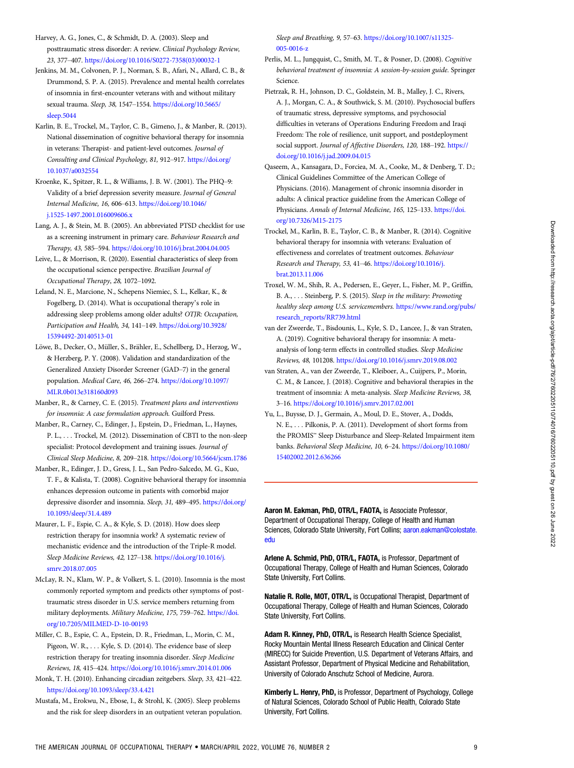Harvey, A. G., Jones, C., & Schmidt, D. A. (2003). Sleep and posttraumatic stress disorder: A review. *Clinical Psychology Review, 23,* 377–407. https://doi.org/10.1016/S0272-7358(03)00032-1

Jenkins, M. M., Colvonen, P. J., Norman, S. B., Afari, N., Allard, C. B., & Drummond, S. P. A. (2015). Prevalence and mental health correlates of insomnia in first-encounter veterans with and without military sexual trauma. *Sleep, 38,* 1547–1554. https://doi.org/10.5665/sleep.5044

Karlin, B. E., Trockel, M., Taylor, C. B., Gimeno, J., & Manber, R. (2013). National dissemination of cognitive behavioral therapy for insomnia in veterans: Therapist- and patient-level outcomes. *Journal of Consulting and Clinical Psychology, 81,* 912–917. https://doi.org/10.1037/a0032554

Kroenke, K., Spitzer, R. L., & Williams, J. B. W. (2001). The PHQ–9: Validity of a brief depression severity measure. *Journal of General Internal Medicine, 16,* 606–613. https://doi.org/10.1046/j.1525-1497.2001.016009606.x

Lang, A. J., & Stein, M. B. (2005). An abbreviated PTSD checklist for use as a screening instrument in primary care. *Behaviour Research and Therapy, 43,* 585–594. https://doi.org/10.1016/j.brat.2004.04.005

Leive, L., & Morrison, R. (2020). Essential characteristics of sleep from the occupational science perspective. *Brazilian Journal of Occupational Therapy, 28,* 1072–1092.

Leland, N. E., Marcione, N., Schepens Niemiec, S. L., Kelkar, K., & Fogelberg, D. (2014). What is occupational therapy's role in addressing sleep problems among older adults? *OTJR: Occupation, Participation and Health, 34,* 141–149. https://doi.org/10.3928/15394492-20140513-01

Löwe, B., Decker, O., Müller, S., Brähler, E., Schellberg, D., Herzog, W., & Herzberg, P. Y. (2008). Validation and standardization of the Generalized Anxiety Disorder Screener (GAD–7) in the general population. *Medical Care, 46,* 266–274. https://doi.org/10.1097/MLR.0b013e318160d093

Manber, R., & Carney, C. E. (2015). *Treatment plans and interventions for insomnia: A case formulation approach.* Guilford Press.

Manber, R., Carney, C., Edinger, J., Epstein, D., Friedman, L., Haynes, P. L., . . . Trockel, M. (2012). Dissemination of CBTI to the non-sleep specialist: Protocol development and training issues. *Journal of Clinical Sleep Medicine, 8,* 209–218. https://doi.org/10.5664/jcsm.1786

Manber, R., Edinger, J. D., Gress, J. L., San Pedro-Salcedo, M. G., Kuo, T. F., & Kalista, T. (2008). Cognitive behavioral therapy for insomnia enhances depression outcome in patients with comorbid major depressive disorder and insomnia. *Sleep, 31,* 489–495. https://doi.org/10.1093/sleep/31.4.489

Maurer, L. F., Espie, C. A., & Kyle, S. D. (2018). How does sleep restriction therapy for insomnia work? A systematic review of mechanistic evidence and the introduction of the Triple-R model. *Sleep Medicine Reviews, 42,* 127–138. https://doi.org/10.1016/j.smrv.2018.07.005

McLay, R. N., Klam, W. P., & Volkert, S. L. (2010). Insomnia is the most commonly reported symptom and predicts other symptoms of post-traumatic stress disorder in U.S. service members returning from military deployments. *Military Medicine, 175,* 759–762. https://doi.org/10.7205/MILMED-D-10-00193

Miller, C. B., Espie, C. A., Epstein, D. R., Friedman, L., Morin, C. M., Pigeon, W. R., . . . Kyle, S. D. (2014). The evidence base of sleep restriction therapy for treating insomnia disorder. *Sleep Medicine Reviews, 18,* 415–424. https://doi.org/10.1016/j.smrv.2014.01.006

Monk, T. H. (2010). Enhancing circadian zeitgebers. *Sleep, 33,* 421–422. https://doi.org/10.1093/sleep/33.4.421

Mustafa, M., Erokwu, N., Ebose, I., & Strohl, K. (2005). Sleep problems and the risk for sleep disorders in an outpatient veteran population. *Sleep and Breathing, 9,* 57–63. https://doi.org/10.1007/s11325-005-0016-z

Perlis, M. L., Jungquist, C., Smith, M. T., & Posner, D. (2008). *Cognitive behavioral treatment of insomnia: A session-by-session guide.* Springer Science.

Pietrzak, R. H., Johnson, D. C., Goldstein, M. B., Malley, J. C., Rivers, A. J., Morgan, C. A., & Southwick, S. M. (2010). Psychosocial buffers of traumatic stress, depressive symptoms, and psychosocial difficulties in veterans of Operations Enduring Freedom and Iraqi Freedom: The role of resilience, unit support, and postdeployment social support. *Journal of Affective Disorders, 120,* 188–192. https://doi.org/10.1016/j.jad.2009.04.015

Qaseem, A., Kansagara, D., Forciea, M. A., Cooke, M., & Denberg, T. D.; Clinical Guidelines Committee of the American College of Physicians. (2016). Management of chronic insomnia disorder in adults: A clinical practice guideline from the American College of Physicians. *Annals of Internal Medicine, 165,* 125–133. https://doi.org/10.7326/M15-2175

Trockel, M., Karlin, B. E., Taylor, C. B., & Manber, R. (2014). Cognitive behavioral therapy for insomnia with veterans: Evaluation of effectiveness and correlates of treatment outcomes. *Behaviour Research and Therapy, 53,* 41–46. https://doi.org/10.1016/j.brat.2013.11.006

Troxel, W. M., Shih, R. A., Pedersen, E., Geyer, L., Fisher, M. P., Griffin, B. A., . . . Steinberg, P. S. (2015). *Sleep in the military: Promoting healthy sleep among U.S. servicemembers.* https://www.rand.org/pubs/research_reports/RR739.html

van der Zweerde, T., Bisdounis, L., Kyle, S. D., Lancee, J., & van Straten, A. (2019). Cognitive behavioral therapy for insomnia: A meta-analysis of long-term effects in controlled studies. *Sleep Medicine Reviews, 48,* 101208. https://doi.org/10.1016/j.smrv.2019.08.002

van Straten, A., van der Zweerde, T., Kleiboer, A., Cuijpers, P., Morin, C. M., & Lancee, J. (2018). Cognitive and behavioral therapies in the treatment of insomnia: A meta-analysis. *Sleep Medicine Reviews, 38,* 3–16. https://doi.org/10.1016/j.smrv.2017.02.001

Yu, L., Buysse, D. J., Germain, A., Moul, D. E., Stover, A., Dodds, N. E., . . . Pilkonis, P. A. (2011). Development of short forms from the PROMIS™ Sleep Disturbance and Sleep-Related Impairment item banks. *Behavioral Sleep Medicine, 10,* 6–24. https://doi.org/10.1080/15402002.2012.636266

---

**Aaron M. Eakman, PhD, OTR/L, FAOTA,** is Associate Professor, Department of Occupational Therapy, College of Health and Human Sciences, Colorado State University, Fort Collins; aaron.eakman@colostate.edu

**Arlene A. Schmid, PhD, OTR/L, FAOTA,** is Professor, Department of Occupational Therapy, College of Health and Human Sciences, Colorado State University, Fort Collins.

**Natalie R. Rolle, MOT, OTR/L,** is Occupational Therapist, Department of Occupational Therapy, College of Health and Human Sciences, Colorado State University, Fort Collins.

**Adam R. Kinney, PhD, OTR/L,** is Research Health Science Specialist, Rocky Mountain Mental Illness Research Education and Clinical Center (MIRECC) for Suicide Prevention, U.S. Department of Veterans Affairs, and Assistant Professor, Department of Physical Medicine and Rehabilitation, University of Colorado Anschutz School of Medicine, Aurora.

**Kimberly L. Henry, PhD,** is Professor, Department of Psychology, College of Natural Sciences, Colorado School of Public Health, Colorado State University, Fort Collins.